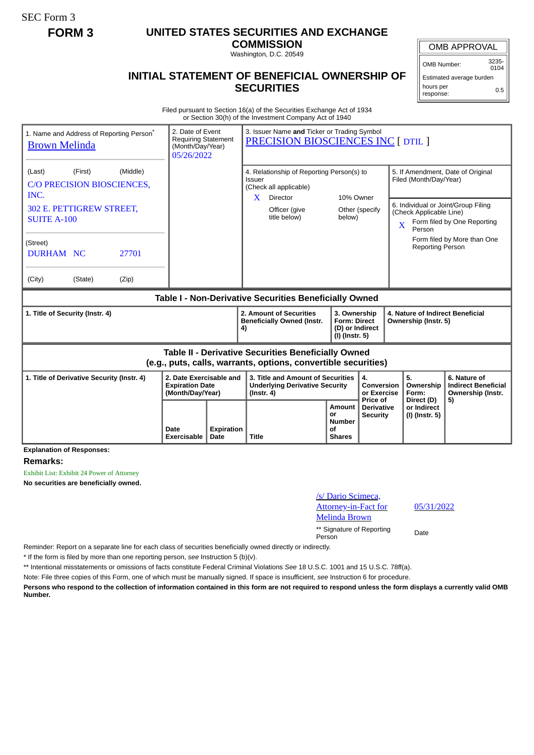SEC Form 3

**FORM 3**

# UNITED STATES SECURITIES AND EXCHANGE COMMISSION

Washington, D.C. 20549

## INITIAL STATEMENT OF BENEFICIAL OWNERSHIP OF SECURITIES

| OMB APPROVAL | |
|---|---|
| OMB Number: | 3235-0104 |
| Estimated average burden | |
| hours per response: | 0.5 |

Filed pursuant to Section 16(a) of the Securities Exchange Act of 1934
or Section 30(h) of the Investment Company Act of 1940

1. Name and Address of Reporting Person*
Brown Melinda

(Last) (First) (Middle)
C/O PRECISION BIOSCIENCES, INC.
302 E. PETTIGREW STREET, SUITE A-100

(Street)
DURHAM NC 27701

(City) (State) (Zip)

2. Date of Event Requiring Statement (Month/Day/Year)
05/26/2022

3. Issuer Name **and** Ticker or Trading Symbol
PRECISION BIOSCIENCES INC [ DTIL ]

4. Relationship of Reporting Person(s) to Issuer (Check all applicable)
X Director
10% Owner
Officer (give title below)
Other (specify below)

5. If Amendment, Date of Original Filed (Month/Day/Year)

6. Individual or Joint/Group Filing (Check Applicable Line)
X Form filed by One Reporting Person
Form filed by More than One Reporting Person

**Table I - Non-Derivative Securities Beneficially Owned**

| 1. Title of Security (Instr. 4) | 2. Amount of Securities Beneficially Owned (Instr. 4) | 3. Ownership Form: Direct (D) or Indirect (I) (Instr. 5) | 4. Nature of Indirect Beneficial Ownership (Instr. 5) |
|---|---|---|---|

**Table II - Derivative Securities Beneficially Owned**
**(e.g., puts, calls, warrants, options, convertible securities)**

| 1. Title of Derivative Security (Instr. 4) | 2. Date Exercisable and Expiration Date (Month/Day/Year) | | 3. Title and Amount of Securities Underlying Derivative Security (Instr. 4) | | 4. Conversion or Exercise Price of Derivative Security | 5. Ownership Form: Direct (D) or Indirect (I) (Instr. 5) | 6. Nature of Indirect Beneficial Ownership (Instr. 5) |
|---|---|---|---|---|---|---|---|
| | Date Exercisable | Expiration Date | Title | Amount or Number of Shares | | | |

**Explanation of Responses:**

**Remarks:**

Exhibit List: Exhibit 24 Power of Attorney

**No securities are beneficially owned.**

/s/ Dario Scimeca, Attorney-in-Fact for Melinda Brown — 05/31/2022

** Signature of Reporting Person — Date

Reminder: Report on a separate line for each class of securities beneficially owned directly or indirectly.

* If the form is filed by more than one reporting person, *see* Instruction 5 (b)(v).

** Intentional misstatements or omissions of facts constitute Federal Criminal Violations *See* 18 U.S.C. 1001 and 15 U.S.C. 78ff(a).

Note: File three copies of this Form, one of which must be manually signed. If space is insufficient, *see* Instruction 6 for procedure.

**Persons who respond to the collection of information contained in this form are not required to respond unless the form displays a currently valid OMB Number.**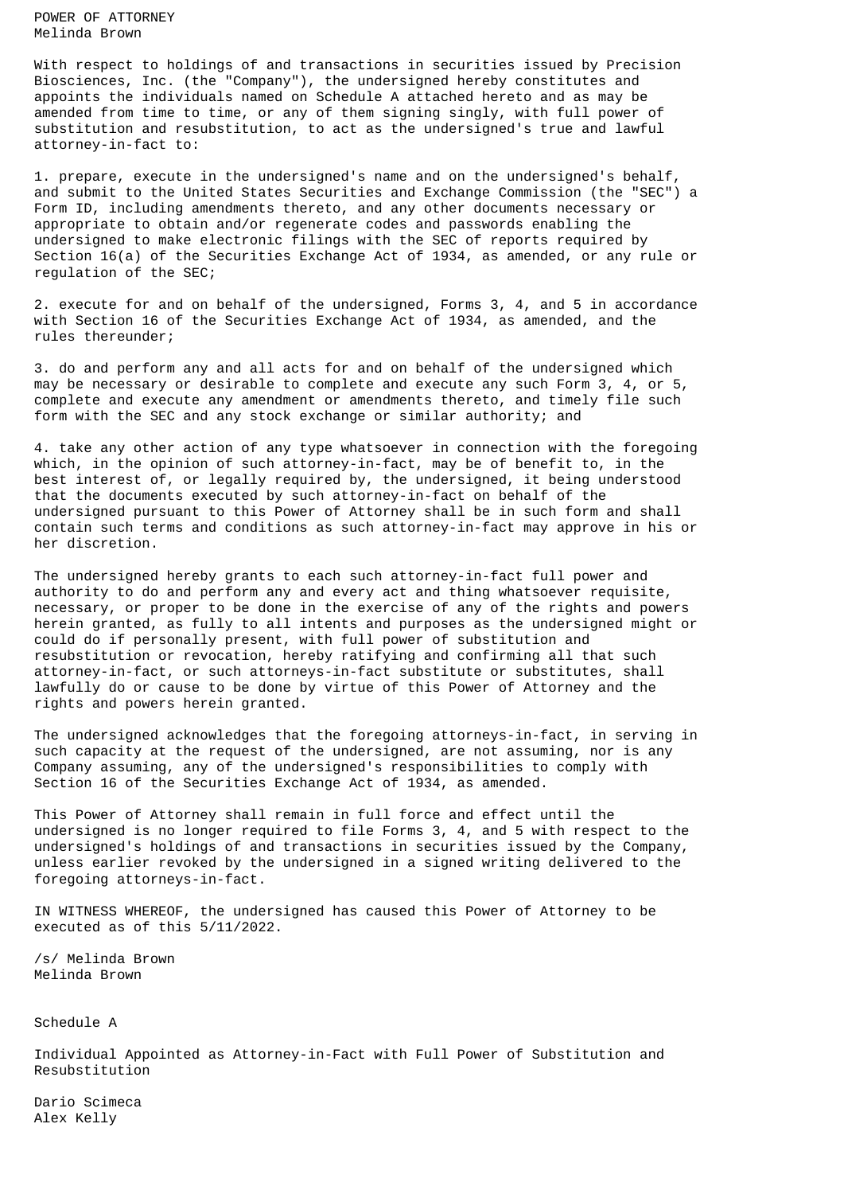POWER OF ATTORNEY
Melinda Brown

With respect to holdings of and transactions in securities issued by Precision Biosciences, Inc. (the "Company"), the undersigned hereby constitutes and appoints the individuals named on Schedule A attached hereto and as may be amended from time to time, or any of them signing singly, with full power of substitution and resubstitution, to act as the undersigned's true and lawful attorney-in-fact to:

1. prepare, execute in the undersigned's name and on the undersigned's behalf, and submit to the United States Securities and Exchange Commission (the "SEC") a Form ID, including amendments thereto, and any other documents necessary or appropriate to obtain and/or regenerate codes and passwords enabling the undersigned to make electronic filings with the SEC of reports required by Section 16(a) of the Securities Exchange Act of 1934, as amended, or any rule or regulation of the SEC;

2. execute for and on behalf of the undersigned, Forms 3, 4, and 5 in accordance with Section 16 of the Securities Exchange Act of 1934, as amended, and the rules thereunder;

3. do and perform any and all acts for and on behalf of the undersigned which may be necessary or desirable to complete and execute any such Form 3, 4, or 5, complete and execute any amendment or amendments thereto, and timely file such form with the SEC and any stock exchange or similar authority; and

4. take any other action of any type whatsoever in connection with the foregoing which, in the opinion of such attorney-in-fact, may be of benefit to, in the best interest of, or legally required by, the undersigned, it being understood that the documents executed by such attorney-in-fact on behalf of the undersigned pursuant to this Power of Attorney shall be in such form and shall contain such terms and conditions as such attorney-in-fact may approve in his or her discretion.

The undersigned hereby grants to each such attorney-in-fact full power and authority to do and perform any and every act and thing whatsoever requisite, necessary, or proper to be done in the exercise of any of the rights and powers herein granted, as fully to all intents and purposes as the undersigned might or could do if personally present, with full power of substitution and resubstitution or revocation, hereby ratifying and confirming all that such attorney-in-fact, or such attorneys-in-fact substitute or substitutes, shall lawfully do or cause to be done by virtue of this Power of Attorney and the rights and powers herein granted.

The undersigned acknowledges that the foregoing attorneys-in-fact, in serving in such capacity at the request of the undersigned, are not assuming, nor is any Company assuming, any of the undersigned's responsibilities to comply with Section 16 of the Securities Exchange Act of 1934, as amended.

This Power of Attorney shall remain in full force and effect until the undersigned is no longer required to file Forms 3, 4, and 5 with respect to the undersigned's holdings of and transactions in securities issued by the Company, unless earlier revoked by the undersigned in a signed writing delivered to the foregoing attorneys-in-fact.

IN WITNESS WHEREOF, the undersigned has caused this Power of Attorney to be executed as of this 5/11/2022.

/s/ Melinda Brown
Melinda Brown

Schedule A

Individual Appointed as Attorney-in-Fact with Full Power of Substitution and Resubstitution

Dario Scimeca
Alex Kelly